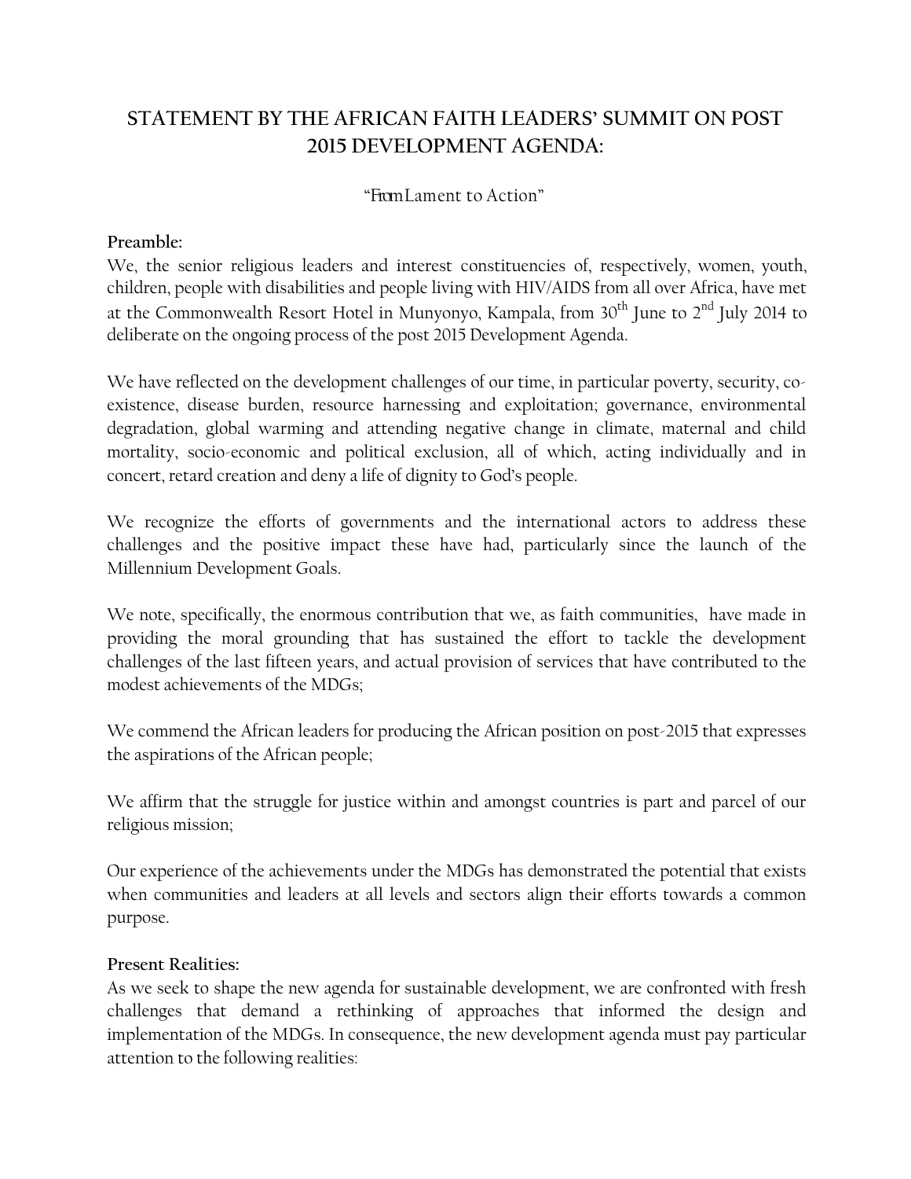# STATEMENT BY THE AFRICAN FAITH LEADERS' SUMMIT ON POST 2015 DEVELOPMENT AGENDA:

"From Lament to Action"

**Preamble:**

We, the senior religious leaders and interest constituencies of, respectively, women, youth, children, people with disabilities and people living with HIV/AIDS from all over Africa, have met at the Commonwealth Resort Hotel in Munyonyo, Kampala, from 30th June to 2nd July 2014 to deliberate on the ongoing process of the post 2015 Development Agenda.

We have reflected on the development challenges of our time, in particular poverty, security, co-existence, disease burden, resource harnessing and exploitation; governance, environmental degradation, global warming and attending negative change in climate, maternal and child mortality, socio-economic and political exclusion, all of which, acting individually and in concert, retard creation and deny a life of dignity to God's people.

We recognize the efforts of governments and the international actors to address these challenges and the positive impact these have had, particularly since the launch of the Millennium Development Goals.

We note, specifically, the enormous contribution that we, as faith communities, have made in providing the moral grounding that has sustained the effort to tackle the development challenges of the last fifteen years, and actual provision of services that have contributed to the modest achievements of the MDGs;

We commend the African leaders for producing the African position on post-2015 that expresses the aspirations of the African people;

We affirm that the struggle for justice within and amongst countries is part and parcel of our religious mission;

Our experience of the achievements under the MDGs has demonstrated the potential that exists when communities and leaders at all levels and sectors align their efforts towards a common purpose.

**Present Realities:**

As we seek to shape the new agenda for sustainable development, we are confronted with fresh challenges that demand a rethinking of approaches that informed the design and implementation of the MDGs. In consequence, the new development agenda must pay particular attention to the following realities: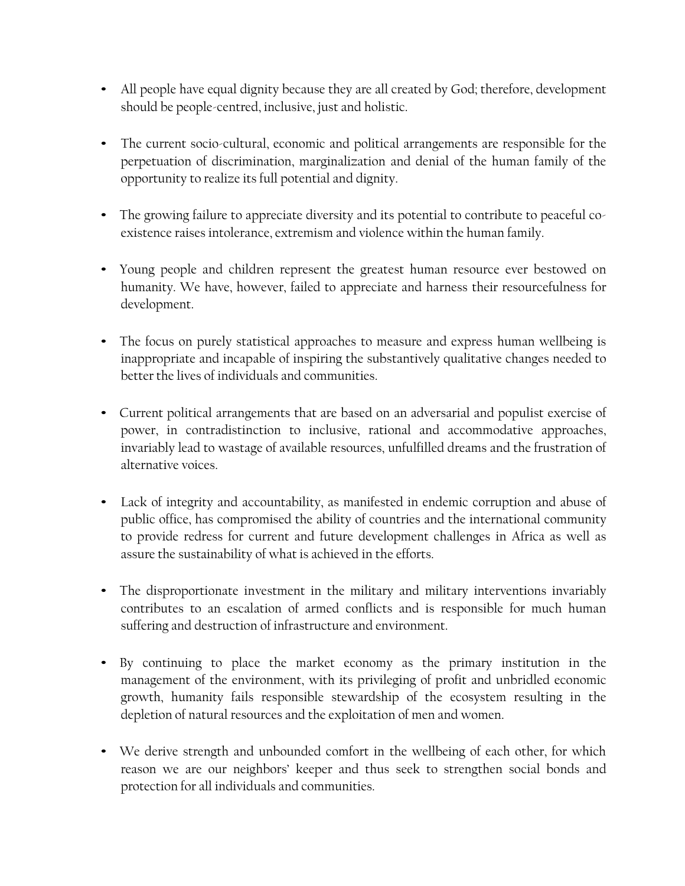- All people have equal dignity because they are all created by God; therefore, development should be people-centred, inclusive, just and holistic.

- The current socio-cultural, economic and political arrangements are responsible for the perpetuation of discrimination, marginalization and denial of the human family of the opportunity to realize its full potential and dignity.

- The growing failure to appreciate diversity and its potential to contribute to peaceful co-existence raises intolerance, extremism and violence within the human family.

- Young people and children represent the greatest human resource ever bestowed on humanity. We have, however, failed to appreciate and harness their resourcefulness for development.

- The focus on purely statistical approaches to measure and express human wellbeing is inappropriate and incapable of inspiring the substantively qualitative changes needed to better the lives of individuals and communities.

- Current political arrangements that are based on an adversarial and populist exercise of power, in contradistinction to inclusive, rational and accommodative approaches, invariably lead to wastage of available resources, unfulfilled dreams and the frustration of alternative voices.

- Lack of integrity and accountability, as manifested in endemic corruption and abuse of public office, has compromised the ability of countries and the international community to provide redress for current and future development challenges in Africa as well as assure the sustainability of what is achieved in the efforts.

- The disproportionate investment in the military and military interventions invariably contributes to an escalation of armed conflicts and is responsible for much human suffering and destruction of infrastructure and environment.

- By continuing to place the market economy as the primary institution in the management of the environment, with its privileging of profit and unbridled economic growth, humanity fails responsible stewardship of the ecosystem resulting in the depletion of natural resources and the exploitation of men and women.

- We derive strength and unbounded comfort in the wellbeing of each other, for which reason we are our neighbors' keeper and thus seek to strengthen social bonds and protection for all individuals and communities.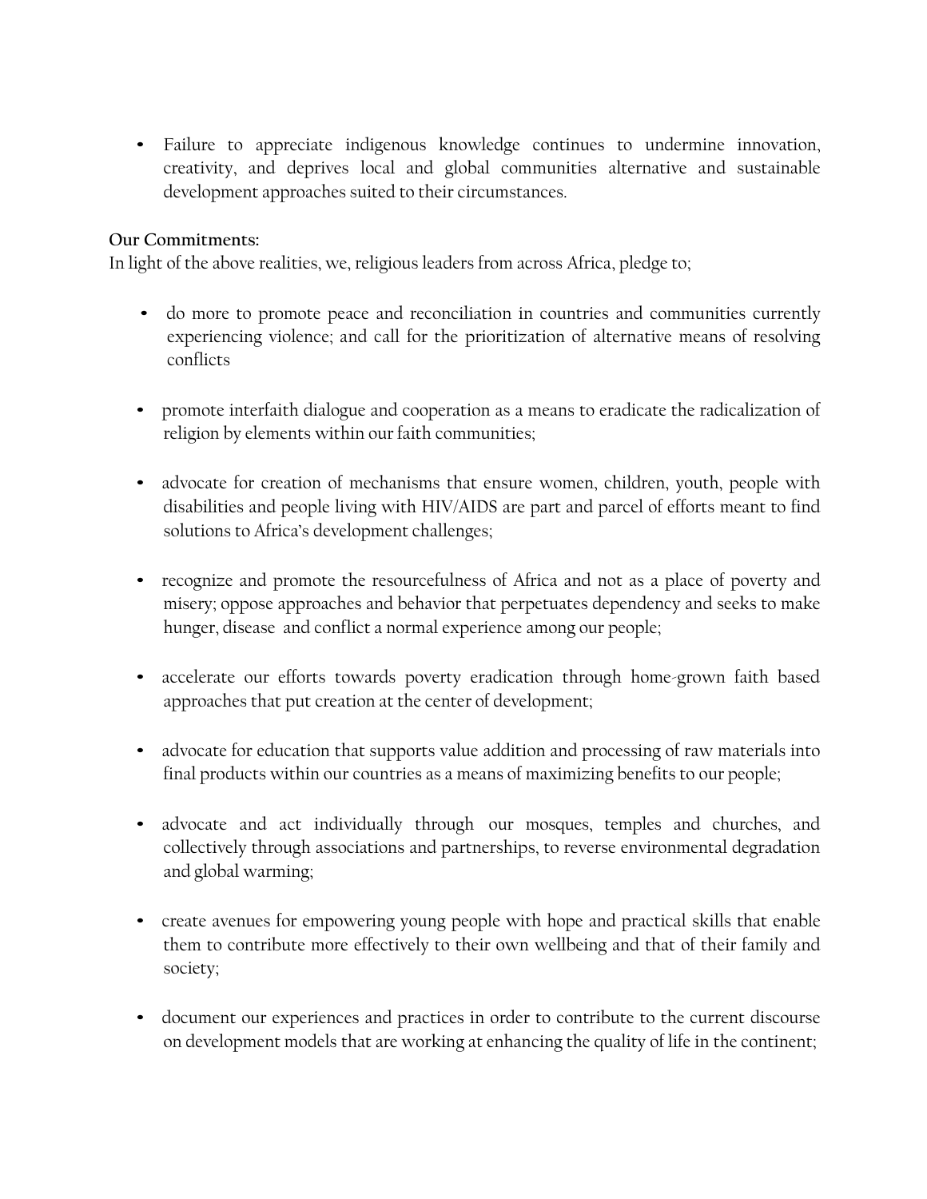- Failure to appreciate indigenous knowledge continues to undermine innovation, creativity, and deprives local and global communities alternative and sustainable development approaches suited to their circumstances.

**Our Commitments:**

In light of the above realities, we, religious leaders from across Africa, pledge to;

- do more to promote peace and reconciliation in countries and communities currently experiencing violence; and call for the prioritization of alternative means of resolving conflicts

- promote interfaith dialogue and cooperation as a means to eradicate the radicalization of religion by elements within our faith communities;

- advocate for creation of mechanisms that ensure women, children, youth, people with disabilities and people living with HIV/AIDS are part and parcel of efforts meant to find solutions to Africa's development challenges;

- recognize and promote the resourcefulness of Africa and not as a place of poverty and misery; oppose approaches and behavior that perpetuates dependency and seeks to make hunger, disease and conflict a normal experience among our people;

- accelerate our efforts towards poverty eradication through home-grown faith based approaches that put creation at the center of development;

- advocate for education that supports value addition and processing of raw materials into final products within our countries as a means of maximizing benefits to our people;

- advocate and act individually through our mosques, temples and churches, and collectively through associations and partnerships, to reverse environmental degradation and global warming;

- create avenues for empowering young people with hope and practical skills that enable them to contribute more effectively to their own wellbeing and that of their family and society;

- document our experiences and practices in order to contribute to the current discourse on development models that are working at enhancing the quality of life in the continent;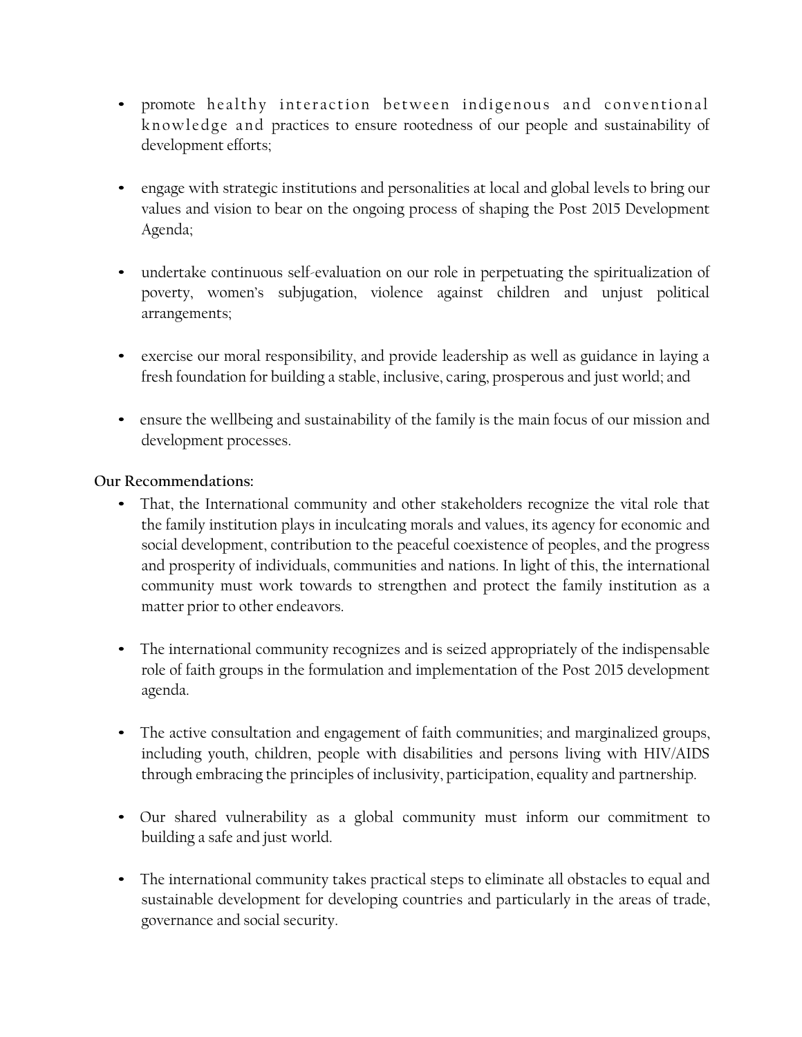- promote healthy interaction between indigenous and conventional knowledge and practices to ensure rootedness of our people and sustainability of development efforts;

- engage with strategic institutions and personalities at local and global levels to bring our values and vision to bear on the ongoing process of shaping the Post 2015 Development Agenda;

- undertake continuous self-evaluation on our role in perpetuating the spiritualization of poverty, women's subjugation, violence against children and unjust political arrangements;

- exercise our moral responsibility, and provide leadership as well as guidance in laying a fresh foundation for building a stable, inclusive, caring, prosperous and just world; and

- ensure the wellbeing and sustainability of the family is the main focus of our mission and development processes.

**Our Recommendations:**

- That, the International community and other stakeholders recognize the vital role that the family institution plays in inculcating morals and values, its agency for economic and social development, contribution to the peaceful coexistence of peoples, and the progress and prosperity of individuals, communities and nations. In light of this, the international community must work towards to strengthen and protect the family institution as a matter prior to other endeavors.

- The international community recognizes and is seized appropriately of the indispensable role of faith groups in the formulation and implementation of the Post 2015 development agenda.

- The active consultation and engagement of faith communities; and marginalized groups, including youth, children, people with disabilities and persons living with HIV/AIDS through embracing the principles of inclusivity, participation, equality and partnership.

- Our shared vulnerability as a global community must inform our commitment to building a safe and just world.

- The international community takes practical steps to eliminate all obstacles to equal and sustainable development for developing countries and particularly in the areas of trade, governance and social security.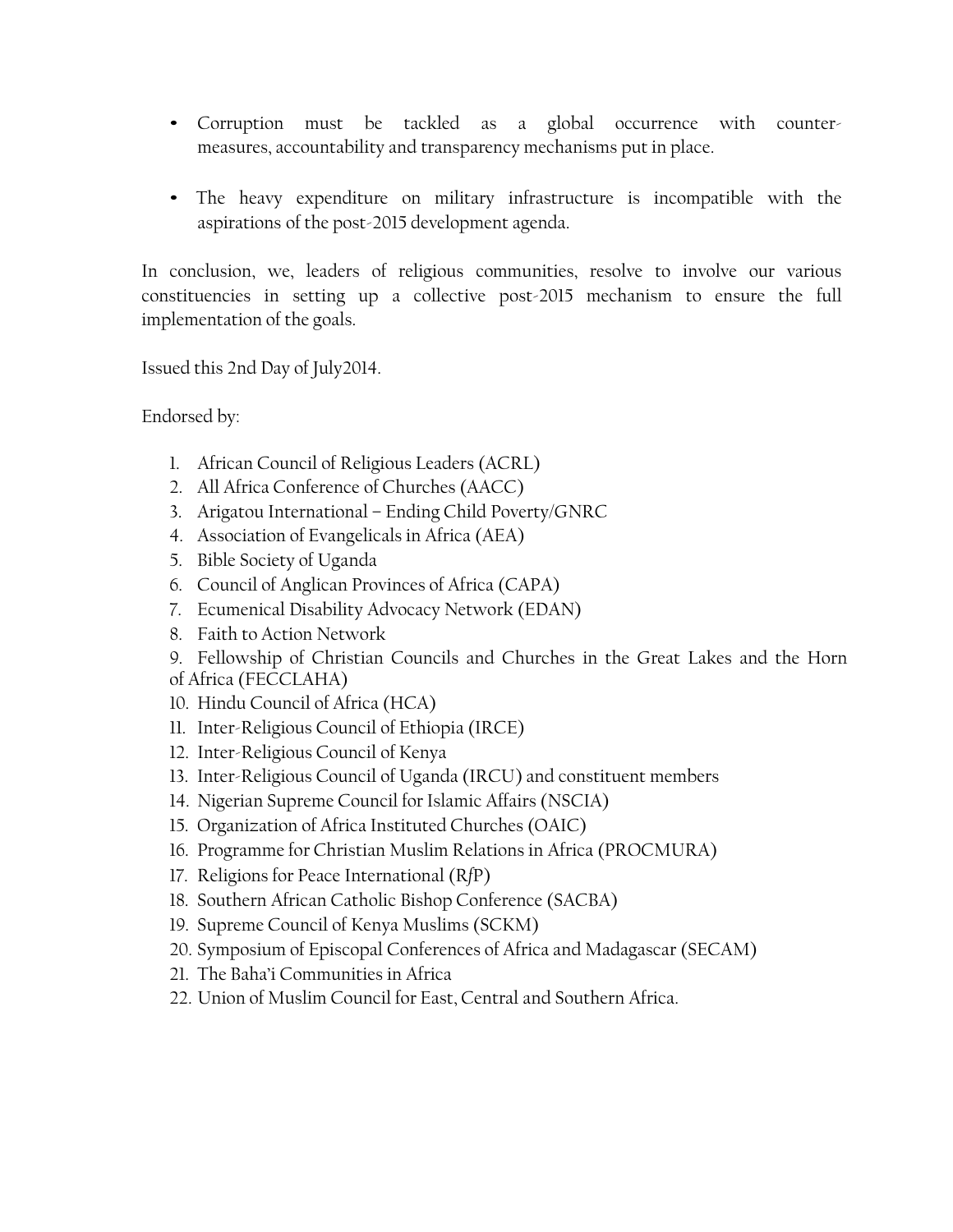- Corruption must be tackled as a global occurrence with counter-measures, accountability and transparency mechanisms put in place.

- The heavy expenditure on military infrastructure is incompatible with the aspirations of the post-2015 development agenda.

In conclusion, we, leaders of religious communities, resolve to involve our various constituencies in setting up a collective post-2015 mechanism to ensure the full implementation of the goals.

Issued this 2nd Day of July2014.

Endorsed by:

1. African Council of Religious Leaders (ACRL)
2. All Africa Conference of Churches (AACC)
3. Arigatou International – Ending Child Poverty/GNRC
4. Association of Evangelicals in Africa (AEA)
5. Bible Society of Uganda
6. Council of Anglican Provinces of Africa (CAPA)
7. Ecumenical Disability Advocacy Network (EDAN)
8. Faith to Action Network
9. Fellowship of Christian Councils and Churches in the Great Lakes and the Horn of Africa (FECCLAHA)
10. Hindu Council of Africa (HCA)
11. Inter-Religious Council of Ethiopia (IRCE)
12. Inter-Religious Council of Kenya
13. Inter-Religious Council of Uganda (IRCU) and constituent members
14. Nigerian Supreme Council for Islamic Affairs (NSCIA)
15. Organization of Africa Instituted Churches (OAIC)
16. Programme for Christian Muslim Relations in Africa (PROCMURA)
17. Religions for Peace International (R*f*P)
18. Southern African Catholic Bishop Conference (SACBA)
19. Supreme Council of Kenya Muslims (SCKM)
20. Symposium of Episcopal Conferences of Africa and Madagascar (SECAM)
21. The Baha'i Communities in Africa
22. Union of Muslim Council for East, Central and Southern Africa.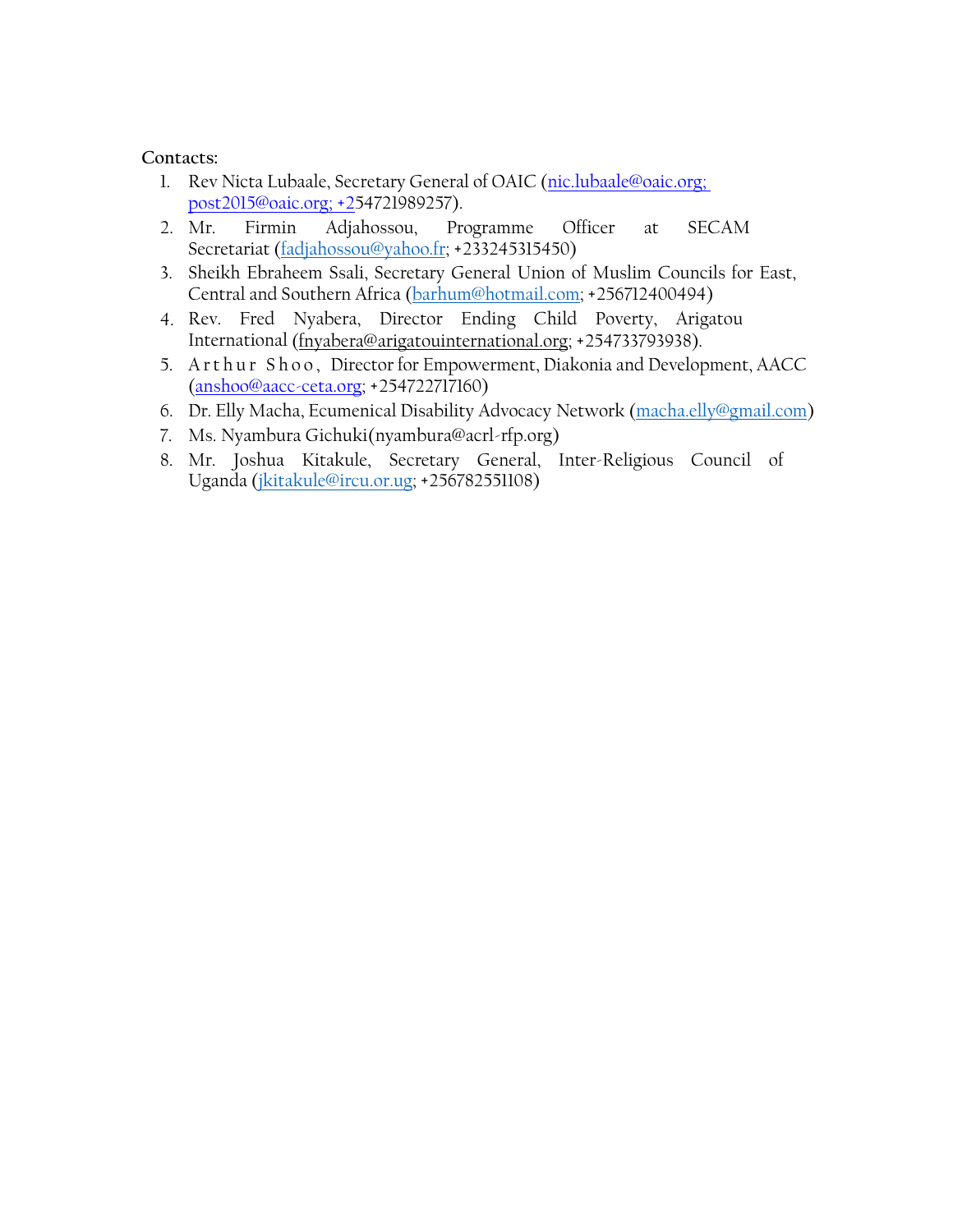**Contacts:**

1. Rev Nicta Lubaale, Secretary General of OAIC (nic.lubaale@oaic.org; post2015@oaic.org; +254721989257).
2. Mr. Firmin Adjahossou, Programme Officer at SECAM Secretariat (fadjahossou@yahoo.fr; +233245315450)
3. Sheikh Ebraheem Ssali, Secretary General Union of Muslim Councils for East, Central and Southern Africa (barhum@hotmail.com; +256712400494)
4. Rev. Fred Nyabera, Director Ending Child Poverty, Arigatou International (fnyabera@arigatouinternational.org; +254733793938).
5. Arthur Shoo, Director for Empowerment, Diakonia and Development, AACC (anshoo@aacc-ceta.org; +254722717160)
6. Dr. Elly Macha, Ecumenical Disability Advocacy Network (macha.elly@gmail.com)
7. Ms. Nyambura Gichuki(nyambura@acrl-rfp.org)
8. Mr. Joshua Kitakule, Secretary General, Inter-Religious Council of Uganda (jkitakule@ircu.or.ug; +256782551108)